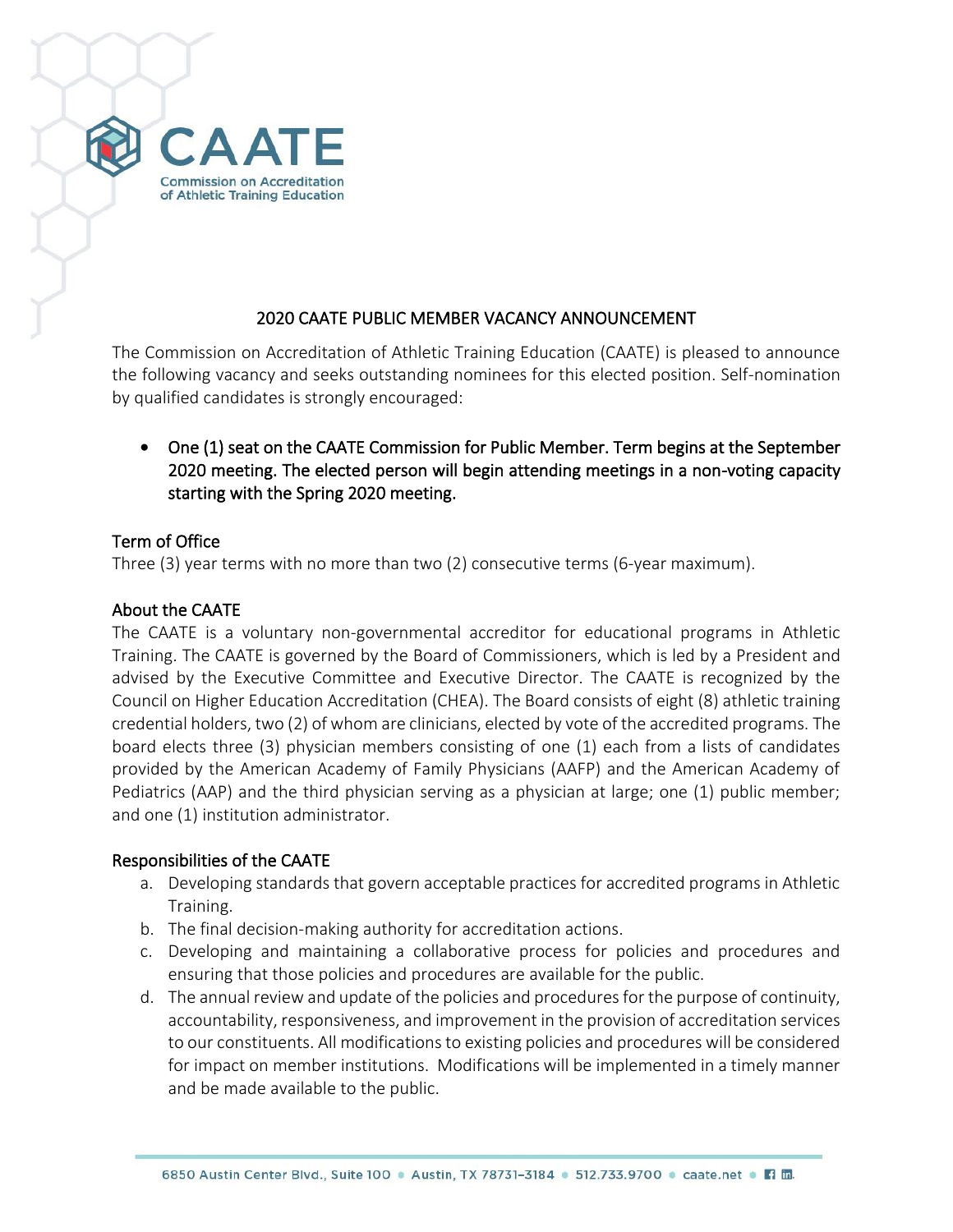CAATE

Commission on Accreditation of Athletic Training Education

# 2020 CAATE PUBLIC MEMBER VACANCY ANNOUNCEMENT

The Commission on Accreditation of Athletic Training Education (CAATE) is pleased to announce the following vacancy and seeks outstanding nominees for this elected position. Self-nomination by qualified candidates is strongly encouraged:

- **One (1) seat on the CAATE Commission for Public Member. Term begins at the September 2020 meeting. The elected person will begin attending meetings in a non-voting capacity starting with the Spring 2020 meeting.**

## Term of Office

Three (3) year terms with no more than two (2) consecutive terms (6-year maximum).

## About the CAATE

The CAATE is a voluntary non-governmental accreditor for educational programs in Athletic Training. The CAATE is governed by the Board of Commissioners, which is led by a President and advised by the Executive Committee and Executive Director. The CAATE is recognized by the Council on Higher Education Accreditation (CHEA). The Board consists of eight (8) athletic training credential holders, two (2) of whom are clinicians, elected by vote of the accredited programs. The board elects three (3) physician members consisting of one (1) each from a lists of candidates provided by the American Academy of Family Physicians (AAFP) and the American Academy of Pediatrics (AAP) and the third physician serving as a physician at large; one (1) public member; and one (1) institution administrator.

## Responsibilities of the CAATE

a. Developing standards that govern acceptable practices for accredited programs in Athletic Training.
b. The final decision-making authority for accreditation actions.
c. Developing and maintaining a collaborative process for policies and procedures and ensuring that those policies and procedures are available for the public.
d. The annual review and update of the policies and procedures for the purpose of continuity, accountability, responsiveness, and improvement in the provision of accreditation services to our constituents. All modifications to existing policies and procedures will be considered for impact on member institutions. Modifications will be implemented in a timely manner and be made available to the public.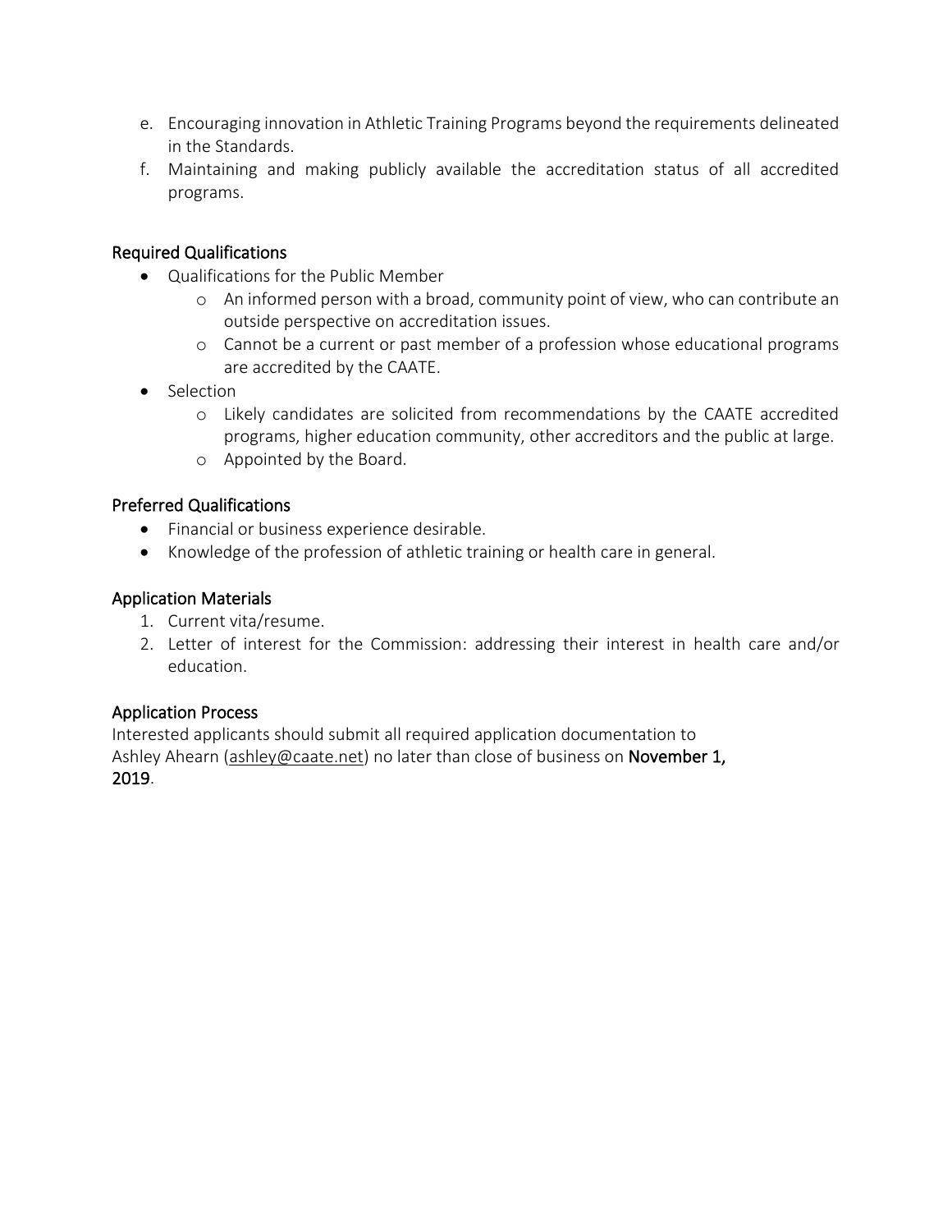e. Encouraging innovation in Athletic Training Programs beyond the requirements delineated in the Standards.
f. Maintaining and making publicly available the accreditation status of all accredited programs.

## Required Qualifications

- Qualifications for the Public Member
  - An informed person with a broad, community point of view, who can contribute an outside perspective on accreditation issues.
  - Cannot be a current or past member of a profession whose educational programs are accredited by the CAATE.
- Selection
  - Likely candidates are solicited from recommendations by the CAATE accredited programs, higher education community, other accreditors and the public at large.
  - Appointed by the Board.

## Preferred Qualifications

- Financial or business experience desirable.
- Knowledge of the profession of athletic training or health care in general.

## Application Materials

1. Current vita/resume.
2. Letter of interest for the Commission: addressing their interest in health care and/or education.

## Application Process

Interested applicants should submit all required application documentation to Ashley Ahearn (ashley@caate.net) no later than close of business on **November 1, 2019**.